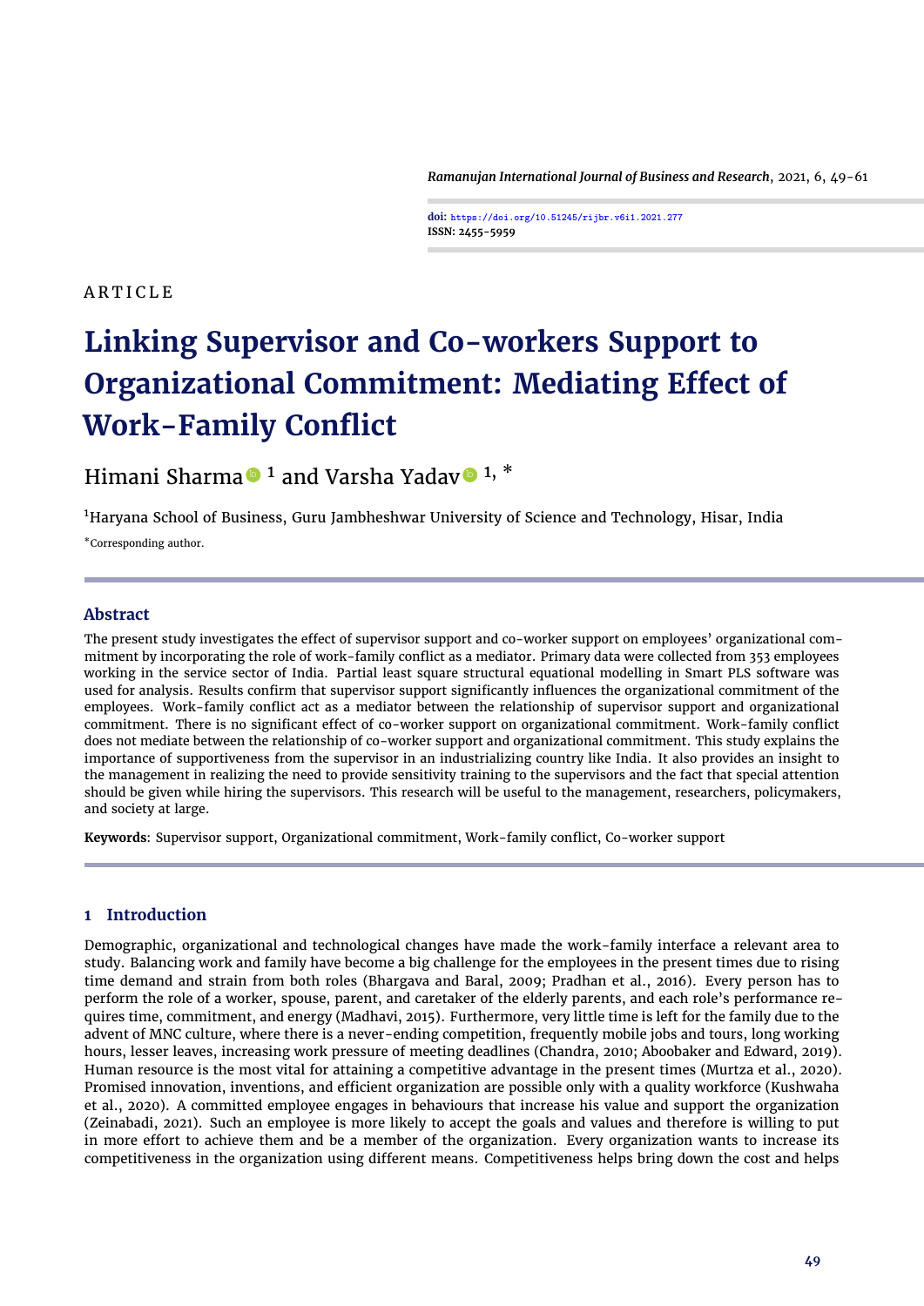ARTICLE

# Linking Supervisor and Co-workers Support to Organizational Commitment: Mediating Effect of Work-Family Conflict

Himani Sharma [1] and Varsha Yadav [1, *]

[1]Haryana School of Business, Guru Jambheshwar University of Science and Technology, Hisar, India

*Corresponding author.

## Abstract

The present study investigates the effect of supervisor support and co-worker support on employees' organizational commitment by incorporating the role of work-family conflict as a mediator. Primary data were collected from 353 employees working in the service sector of India. Partial least square structural equational modelling in Smart PLS software was used for analysis. Results confirm that supervisor support significantly influences the organizational commitment of the employees. Work-family conflict act as a mediator between the relationship of supervisor support and organizational commitment. There is no significant effect of co-worker support on organizational commitment. Work-family conflict does not mediate between the relationship of co-worker support and organizational commitment. This study explains the importance of supportiveness from the supervisor in an industrializing country like India. It also provides an insight to the management in realizing the need to provide sensitivity training to the supervisors and the fact that special attention should be given while hiring the supervisors. This research will be useful to the management, researchers, policymakers, and society at large.

**Keywords**: Supervisor support, Organizational commitment, Work-family conflict, Co-worker support

## 1 Introduction

Demographic, organizational and technological changes have made the work-family interface a relevant area to study. Balancing work and family have become a big challenge for the employees in the present times due to rising time demand and strain from both roles (Bhargava and Baral, 2009; Pradhan et al., 2016). Every person has to perform the role of a worker, spouse, parent, and caretaker of the elderly parents, and each role's performance requires time, commitment, and energy (Madhavi, 2015). Furthermore, very little time is left for the family due to the advent of MNC culture, where there is a never-ending competition, frequently mobile jobs and tours, long working hours, lesser leaves, increasing work pressure of meeting deadlines (Chandra, 2010; Aboobaker and Edward, 2019). Human resource is the most vital for attaining a competitive advantage in the present times (Murtza et al., 2020). Promised innovation, inventions, and efficient organization are possible only with a quality workforce (Kushwaha et al., 2020). A committed employee engages in behaviours that increase his value and support the organization (Zeinabadi, 2021). Such an employee is more likely to accept the goals and values and therefore is willing to put in more effort to achieve them and be a member of the organization. Every organization wants to increase its competitiveness in the organization using different means. Competitiveness helps bring down the cost and helps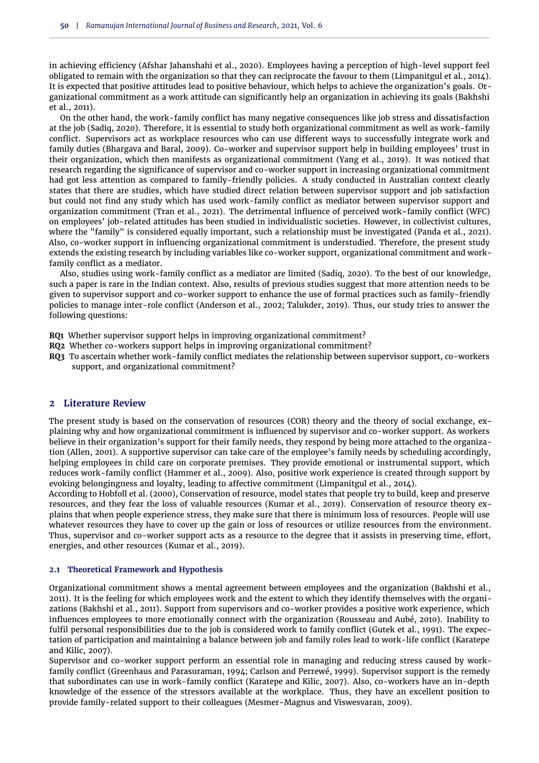in achieving efficiency (Afshar Jahanshahi et al., 2020). Employees having a perception of high-level support feel obligated to remain with the organization so that they can reciprocate the favour to them (Limpanitgul et al., 2014). It is expected that positive attitudes lead to positive behaviour, which helps to achieve the organization's goals. Organizational commitment as a work attitude can significantly help an organization in achieving its goals (Bakhshi et al., 2011).

On the other hand, the work-family conflict has many negative consequences like job stress and dissatisfaction at the job (Sadiq, 2020). Therefore, it is essential to study both organizational commitment as well as work-family conflict. Supervisors act as workplace resources who can use different ways to successfully integrate work and family duties (Bhargava and Baral, 2009). Co-worker and supervisor support help in building employees' trust in their organization, which then manifests as organizational commitment (Yang et al., 2019). It was noticed that research regarding the significance of supervisor and co-worker support in increasing organizational commitment had got less attention as compared to family-friendly policies. A study conducted in Australian context clearly states that there are studies, which have studied direct relation between supervisor support and job satisfaction but could not find any study which has used work-family conflict as mediator between supervisor support and organization commitment (Tran et al., 2021). The detrimental influence of perceived work–family conflict (WFC) on employees' job-related attitudes has been studied in individualistic societies. However, in collectivist cultures, where the "family" is considered equally important, such a relationship must be investigated (Panda et al., 2021). Also, co-worker support in influencing organizational commitment is understudied. Therefore, the present study extends the existing research by including variables like co-worker support, organizational commitment and work-family conflict as a mediator.

Also, studies using work-family conflict as a mediator are limited (Sadiq, 2020). To the best of our knowledge, such a paper is rare in the Indian context. Also, results of previous studies suggest that more attention needs to be given to supervisor support and co-worker support to enhance the use of formal practices such as family-friendly policies to manage inter-role conflict (Anderson et al., 2002; Talukder, 2019). Thus, our study tries to answer the following questions:

- **RQ1** Whether supervisor support helps in improving organizational commitment?
- **RQ2** Whether co-workers support helps in improving organizational commitment?
- **RQ3** To ascertain whether work-family conflict mediates the relationship between supervisor support, co-workers support, and organizational commitment?

## 2 Literature Review

The present study is based on the conservation of resources (COR) theory and the theory of social exchange, explaining why and how organizational commitment is influenced by supervisor and co-worker support. As workers believe in their organization's support for their family needs, they respond by being more attached to the organization (Allen, 2001). A supportive supervisor can take care of the employee's family needs by scheduling accordingly, helping employees in child care on corporate premises. They provide emotional or instrumental support, which reduces work-family conflict (Hammer et al., 2009). Also, positive work experience is created through support by evoking belongingness and loyalty, leading to affective commitment (Limpanitgul et al., 2014).

According to Hobfoll et al. (2000), Conservation of resource, model states that people try to build, keep and preserve resources, and they fear the loss of valuable resources (Kumar et al., 2019). Conservation of resource theory explains that when people experience stress, they make sure that there is minimum loss of resources. People will use whatever resources they have to cover up the gain or loss of resources or utilize resources from the environment. Thus, supervisor and co-worker support acts as a resource to the degree that it assists in preserving time, effort, energies, and other resources (Kumar et al., 2019).

### 2.1 Theoretical Framework and Hypothesis

Organizational commitment shows a mental agreement between employees and the organization (Bakhshi et al., 2011). It is the feeling for which employees work and the extent to which they identify themselves with the organizations (Bakhshi et al., 2011). Support from supervisors and co-worker provides a positive work experience, which influences employees to more emotionally connect with the organization (Rousseau and Aubé, 2010). Inability to fulfil personal responsibilities due to the job is considered work to family conflict (Gutek et al., 1991). The expectation of participation and maintaining a balance between job and family roles lead to work-life conflict (Karatepe and Kilic, 2007).

Supervisor and co-worker support perform an essential role in managing and reducing stress caused by work-family conflict (Greenhaus and Parasuraman, 1994; Carlson and Perrewé, 1999). Supervisor support is the remedy that subordinates can use in work-family conflict (Karatepe and Kilic, 2007). Also, co-workers have an in-depth knowledge of the essence of the stressors available at the workplace. Thus, they have an excellent position to provide family-related support to their colleagues (Mesmer-Magnus and Viswesvaran, 2009).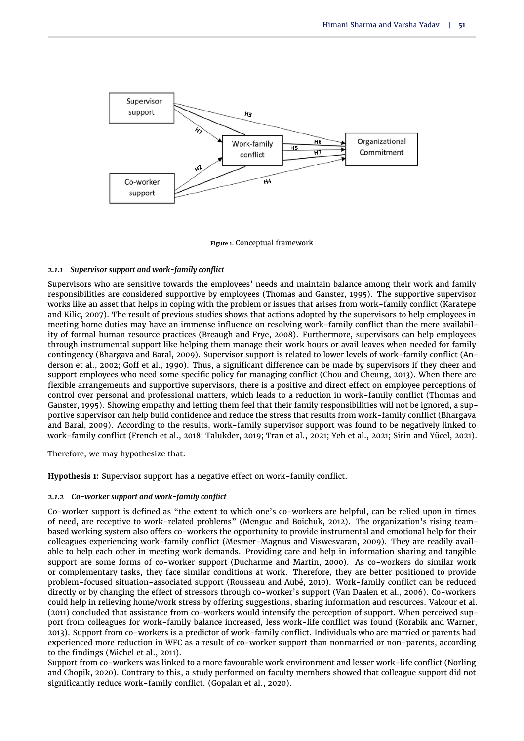Figure 1. Conceptual framework

#### 2.1.1 Supervisor support and work-family conflict

Supervisors who are sensitive towards the employees' needs and maintain balance among their work and family responsibilities are considered supportive by employees (Thomas and Ganster, 1995). The supportive supervisor works like an asset that helps in coping with the problem or issues that arises from work-family conflict (Karatepe and Kilic, 2007). The result of previous studies shows that actions adopted by the supervisors to help employees in meeting home duties may have an immense influence on resolving work-family conflict than the mere availability of formal human resource practices (Breaugh and Frye, 2008). Furthermore, supervisors can help employees through instrumental support like helping them manage their work hours or avail leaves when needed for family contingency (Bhargava and Baral, 2009). Supervisor support is related to lower levels of work-family conflict (Anderson et al., 2002; Goff et al., 1990). Thus, a significant difference can be made by supervisors if they cheer and support employees who need some specific policy for managing conflict (Chou and Cheung, 2013). When there are flexible arrangements and supportive supervisors, there is a positive and direct effect on employee perceptions of control over personal and professional matters, which leads to a reduction in work-family conflict (Thomas and Ganster, 1995). Showing empathy and letting them feel that their family responsibilities will not be ignored, a supportive supervisor can help build confidence and reduce the stress that results from work-family conflict (Bhargava and Baral, 2009). According to the results, work-family supervisor support was found to be negatively linked to work-family conflict (French et al., 2018; Talukder, 2019; Tran et al., 2021; Yeh et al., 2021; Sirin and Yücel, 2021).

Therefore, we may hypothesize that:

**Hypothesis 1:** Supervisor support has a negative effect on work-family conflict.

#### 2.1.2 Co-worker support and work-family conflict

Co-worker support is defined as "the extent to which one's co-workers are helpful, can be relied upon in times of need, are receptive to work-related problems" (Menguc and Boichuk, 2012). The organization's rising team-based working system also offers co-workers the opportunity to provide instrumental and emotional help for their colleagues experiencing work-family conflict (Mesmer-Magnus and Viswesvaran, 2009). They are readily available to help each other in meeting work demands. Providing care and help in information sharing and tangible support are some forms of co-worker support (Ducharme and Martin, 2000). As co-workers do similar work or complementary tasks, they face similar conditions at work. Therefore, they are better positioned to provide problem-focused situation-associated support (Rousseau and Aubé, 2010). Work-family conflict can be reduced directly or by changing the effect of stressors through co-worker's support (Van Daalen et al., 2006). Co-workers could help in relieving home/work stress by offering suggestions, sharing information and resources. Valcour et al. (2011) concluded that assistance from co-workers would intensify the perception of support. When perceived support from colleagues for work-family balance increased, less work-life conflict was found (Korabik and Warner, 2013). Support from co-workers is a predictor of work-family conflict. Individuals who are married or parents had experienced more reduction in WFC as a result of co-worker support than nonmarried or non-parents, according to the findings (Michel et al., 2011).

Support from co-workers was linked to a more favourable work environment and lesser work-life conflict (Norling and Chopik, 2020). Contrary to this, a study performed on faculty members showed that colleague support did not significantly reduce work-family conflict. (Gopalan et al., 2020).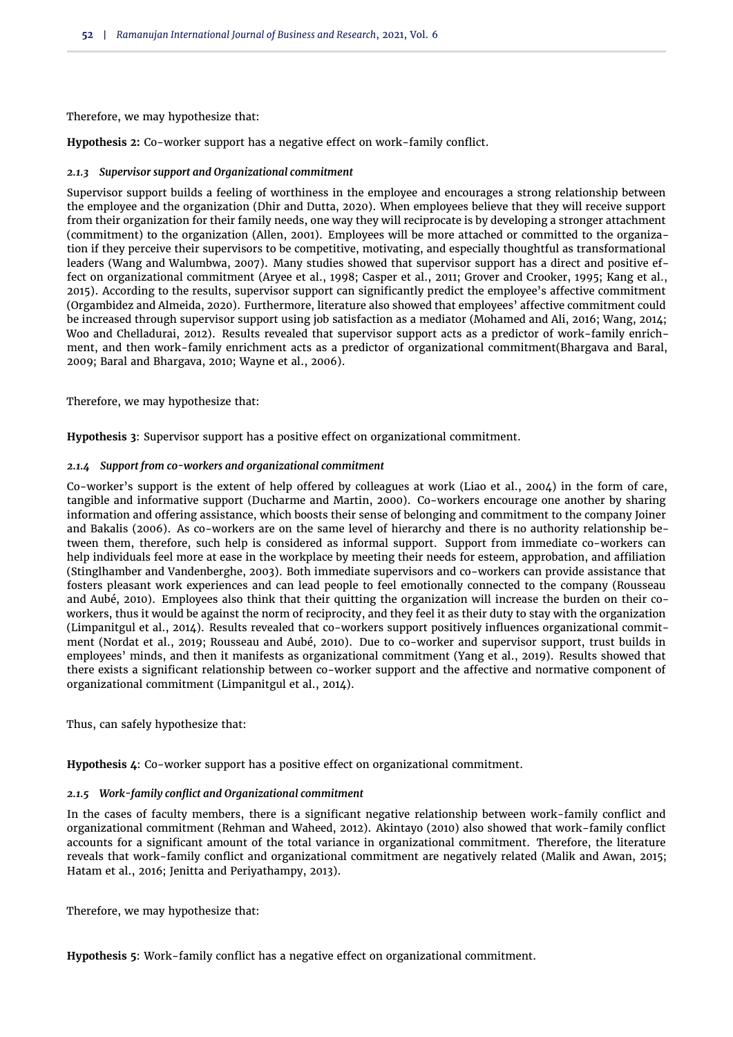Therefore, we may hypothesize that:

**Hypothesis 2:** Co-worker support has a negative effect on work-family conflict.

#### *2.1.3 Supervisor support and Organizational commitment*

Supervisor support builds a feeling of worthiness in the employee and encourages a strong relationship between the employee and the organization (Dhir and Dutta, 2020). When employees believe that they will receive support from their organization for their family needs, one way they will reciprocate is by developing a stronger attachment (commitment) to the organization (Allen, 2001). Employees will be more attached or committed to the organization if they perceive their supervisors to be competitive, motivating, and especially thoughtful as transformational leaders (Wang and Walumbwa, 2007). Many studies showed that supervisor support has a direct and positive effect on organizational commitment (Aryee et al., 1998; Casper et al., 2011; Grover and Crooker, 1995; Kang et al., 2015). According to the results, supervisor support can significantly predict the employee's affective commitment (Orgambidez and Almeida, 2020). Furthermore, literature also showed that employees' affective commitment could be increased through supervisor support using job satisfaction as a mediator (Mohamed and Ali, 2016; Wang, 2014; Woo and Chelladurai, 2012). Results revealed that supervisor support acts as a predictor of work-family enrichment, and then work-family enrichment acts as a predictor of organizational commitment(Bhargava and Baral, 2009; Baral and Bhargava, 2010; Wayne et al., 2006).

Therefore, we may hypothesize that:

**Hypothesis 3**: Supervisor support has a positive effect on organizational commitment.

#### *2.1.4 Support from co-workers and organizational commitment*

Co-worker's support is the extent of help offered by colleagues at work (Liao et al., 2004) in the form of care, tangible and informative support (Ducharme and Martin, 2000). Co-workers encourage one another by sharing information and offering assistance, which boosts their sense of belonging and commitment to the company Joiner and Bakalis (2006). As co-workers are on the same level of hierarchy and there is no authority relationship between them, therefore, such help is considered as informal support. Support from immediate co-workers can help individuals feel more at ease in the workplace by meeting their needs for esteem, approbation, and affiliation (Stinglhamber and Vandenberghe, 2003). Both immediate supervisors and co-workers can provide assistance that fosters pleasant work experiences and can lead people to feel emotionally connected to the company (Rousseau and Aubé, 2010). Employees also think that their quitting the organization will increase the burden on their co-workers, thus it would be against the norm of reciprocity, and they feel it as their duty to stay with the organization (Limpanitgul et al., 2014). Results revealed that co-workers support positively influences organizational commitment (Nordat et al., 2019; Rousseau and Aubé, 2010). Due to co-worker and supervisor support, trust builds in employees' minds, and then it manifests as organizational commitment (Yang et al., 2019). Results showed that there exists a significant relationship between co-worker support and the affective and normative component of organizational commitment (Limpanitgul et al., 2014).

Thus, can safely hypothesize that:

**Hypothesis 4**: Co-worker support has a positive effect on organizational commitment.

#### *2.1.5 Work-family conflict and Organizational commitment*

In the cases of faculty members, there is a significant negative relationship between work-family conflict and organizational commitment (Rehman and Waheed, 2012). Akintayo (2010) also showed that work-family conflict accounts for a significant amount of the total variance in organizational commitment. Therefore, the literature reveals that work-family conflict and organizational commitment are negatively related (Malik and Awan, 2015; Hatam et al., 2016; Jenitta and Periyathampy, 2013).

Therefore, we may hypothesize that:

**Hypothesis 5**: Work-family conflict has a negative effect on organizational commitment.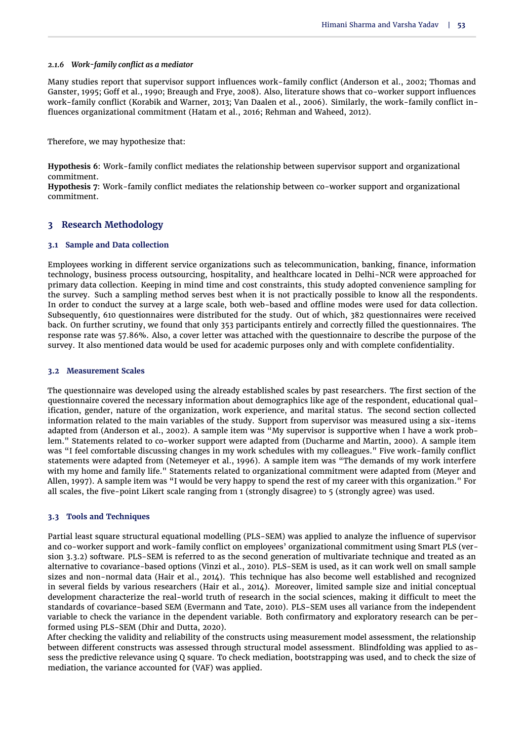#### 2.1.6 Work-family conflict as a mediator

Many studies report that supervisor support influences work-family conflict (Anderson et al., 2002; Thomas and Ganster, 1995; Goff et al., 1990; Breaugh and Frye, 2008). Also, literature shows that co-worker support influences work-family conflict (Korabik and Warner, 2013; Van Daalen et al., 2006). Similarly, the work-family conflict influences organizational commitment (Hatam et al., 2016; Rehman and Waheed, 2012).

Therefore, we may hypothesize that:

**Hypothesis 6**: Work-family conflict mediates the relationship between supervisor support and organizational commitment.
**Hypothesis 7**: Work-family conflict mediates the relationship between co-worker support and organizational commitment.

## 3 Research Methodology

### 3.1 Sample and Data collection

Employees working in different service organizations such as telecommunication, banking, finance, information technology, business process outsourcing, hospitality, and healthcare located in Delhi-NCR were approached for primary data collection. Keeping in mind time and cost constraints, this study adopted convenience sampling for the survey. Such a sampling method serves best when it is not practically possible to know all the respondents. In order to conduct the survey at a large scale, both web-based and offline modes were used for data collection. Subsequently, 610 questionnaires were distributed for the study. Out of which, 382 questionnaires were received back. On further scrutiny, we found that only 353 participants entirely and correctly filled the questionnaires. The response rate was 57.86%. Also, a cover letter was attached with the questionnaire to describe the purpose of the survey. It also mentioned data would be used for academic purposes only and with complete confidentiality.

### 3.2 Measurement Scales

The questionnaire was developed using the already established scales by past researchers. The first section of the questionnaire covered the necessary information about demographics like age of the respondent, educational qualification, gender, nature of the organization, work experience, and marital status. The second section collected information related to the main variables of the study. Support from supervisor was measured using a six-items adapted from (Anderson et al., 2002). A sample item was "My supervisor is supportive when I have a work problem." Statements related to co-worker support were adapted from (Ducharme and Martin, 2000). A sample item was "I feel comfortable discussing changes in my work schedules with my colleagues." Five work-family conflict statements were adapted from (Netemeyer et al., 1996). A sample item was "The demands of my work interfere with my home and family life." Statements related to organizational commitment were adapted from (Meyer and Allen, 1997). A sample item was "I would be very happy to spend the rest of my career with this organization." For all scales, the five-point Likert scale ranging from 1 (strongly disagree) to 5 (strongly agree) was used.

### 3.3 Tools and Techniques

Partial least square structural equational modelling (PLS-SEM) was applied to analyze the influence of supervisor and co-worker support and work-family conflict on employees' organizational commitment using Smart PLS (version 3.3.2) software. PLS-SEM is referred to as the second generation of multivariate technique and treated as an alternative to covariance-based options (Vinzi et al., 2010). PLS-SEM is used, as it can work well on small sample sizes and non-normal data (Hair et al., 2014). This technique has also become well established and recognized in several fields by various researchers (Hair et al., 2014). Moreover, limited sample size and initial conceptual development characterize the real-world truth of research in the social sciences, making it difficult to meet the standards of covariance-based SEM (Evermann and Tate, 2010). PLS-SEM uses all variance from the independent variable to check the variance in the dependent variable. Both confirmatory and exploratory research can be performed using PLS-SEM (Dhir and Dutta, 2020).

After checking the validity and reliability of the constructs using measurement model assessment, the relationship between different constructs was assessed through structural model assessment. Blindfolding was applied to assess the predictive relevance using Q square. To check mediation, bootstrapping was used, and to check the size of mediation, the variance accounted for (VAF) was applied.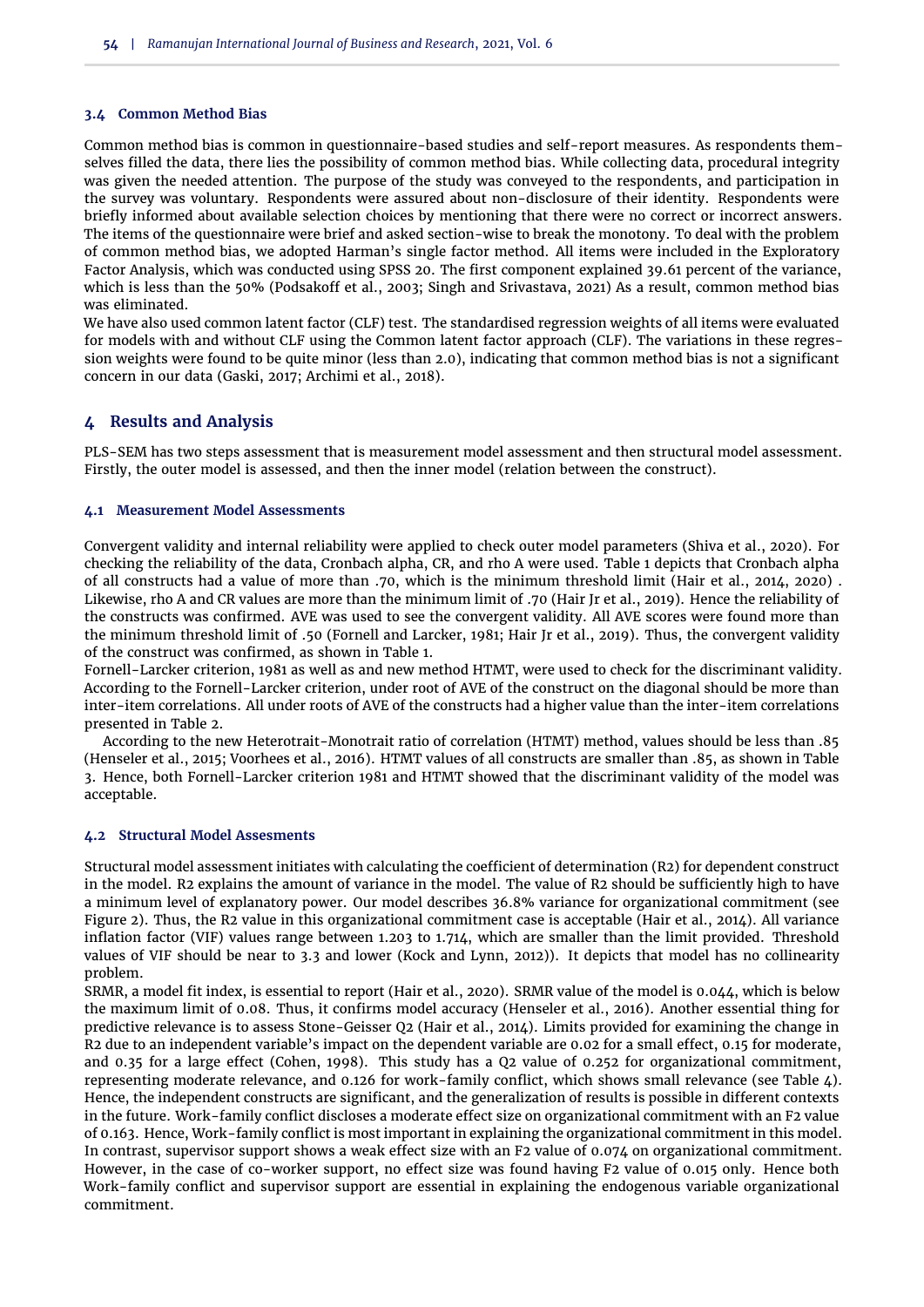### 3.4 Common Method Bias

Common method bias is common in questionnaire-based studies and self-report measures. As respondents themselves filled the data, there lies the possibility of common method bias. While collecting data, procedural integrity was given the needed attention. The purpose of the study was conveyed to the respondents, and participation in the survey was voluntary. Respondents were assured about non-disclosure of their identity. Respondents were briefly informed about available selection choices by mentioning that there were no correct or incorrect answers. The items of the questionnaire were brief and asked section-wise to break the monotony. To deal with the problem of common method bias, we adopted Harman's single factor method. All items were included in the Exploratory Factor Analysis, which was conducted using SPSS 20. The first component explained 39.61 percent of the variance, which is less than the 50% (Podsakoff et al., 2003; Singh and Srivastava, 2021) As a result, common method bias was eliminated.

We have also used common latent factor (CLF) test. The standardised regression weights of all items were evaluated for models with and without CLF using the Common latent factor approach (CLF). The variations in these regression weights were found to be quite minor (less than 2.0), indicating that common method bias is not a significant concern in our data (Gaski, 2017; Archimi et al., 2018).

## 4 Results and Analysis

PLS-SEM has two steps assessment that is measurement model assessment and then structural model assessment. Firstly, the outer model is assessed, and then the inner model (relation between the construct).

### 4.1 Measurement Model Assessments

Convergent validity and internal reliability were applied to check outer model parameters (Shiva et al., 2020). For checking the reliability of the data, Cronbach alpha, CR, and rho A were used. Table 1 depicts that Cronbach alpha of all constructs had a value of more than .70, which is the minimum threshold limit (Hair et al., 2014, 2020) . Likewise, rho A and CR values are more than the minimum limit of .70 (Hair Jr et al., 2019). Hence the reliability of the constructs was confirmed. AVE was used to see the convergent validity. All AVE scores were found more than the minimum threshold limit of .50 (Fornell and Larcker, 1981; Hair Jr et al., 2019). Thus, the convergent validity of the construct was confirmed, as shown in Table 1.

Fornell-Larcker criterion, 1981 as well as and new method HTMT, were used to check for the discriminant validity. According to the Fornell-Larcker criterion, under root of AVE of the construct on the diagonal should be more than inter-item correlations. All under roots of AVE of the constructs had a higher value than the inter-item correlations presented in Table 2.

According to the new Heterotrait-Monotrait ratio of correlation (HTMT) method, values should be less than .85 (Henseler et al., 2015; Voorhees et al., 2016). HTMT values of all constructs are smaller than .85, as shown in Table 3. Hence, both Fornell-Larcker criterion 1981 and HTMT showed that the discriminant validity of the model was acceptable.

### 4.2 Structural Model Assesments

Structural model assessment initiates with calculating the coefficient of determination (R2) for dependent construct in the model. R2 explains the amount of variance in the model. The value of R2 should be sufficiently high to have a minimum level of explanatory power. Our model describes 36.8% variance for organizational commitment (see Figure 2). Thus, the R2 value in this organizational commitment case is acceptable (Hair et al., 2014). All variance inflation factor (VIF) values range between 1.203 to 1.714, which are smaller than the limit provided. Threshold values of VIF should be near to 3.3 and lower (Kock and Lynn, 2012)). It depicts that model has no collinearity problem.

SRMR, a model fit index, is essential to report (Hair et al., 2020). SRMR value of the model is 0.044, which is below the maximum limit of 0.08. Thus, it confirms model accuracy (Henseler et al., 2016). Another essential thing for predictive relevance is to assess Stone-Geisser Q2 (Hair et al., 2014). Limits provided for examining the change in R2 due to an independent variable's impact on the dependent variable are 0.02 for a small effect, 0.15 for moderate, and 0.35 for a large effect (Cohen, 1998). This study has a Q2 value of 0.252 for organizational commitment, representing moderate relevance, and 0.126 for work-family conflict, which shows small relevance (see Table 4). Hence, the independent constructs are significant, and the generalization of results is possible in different contexts in the future. Work-family conflict discloses a moderate effect size on organizational commitment with an F2 value of 0.163. Hence, Work-family conflict is most important in explaining the organizational commitment in this model. In contrast, supervisor support shows a weak effect size with an F2 value of 0.074 on organizational commitment. However, in the case of co-worker support, no effect size was found having F2 value of 0.015 only. Hence both Work-family conflict and supervisor support are essential in explaining the endogenous variable organizational commitment.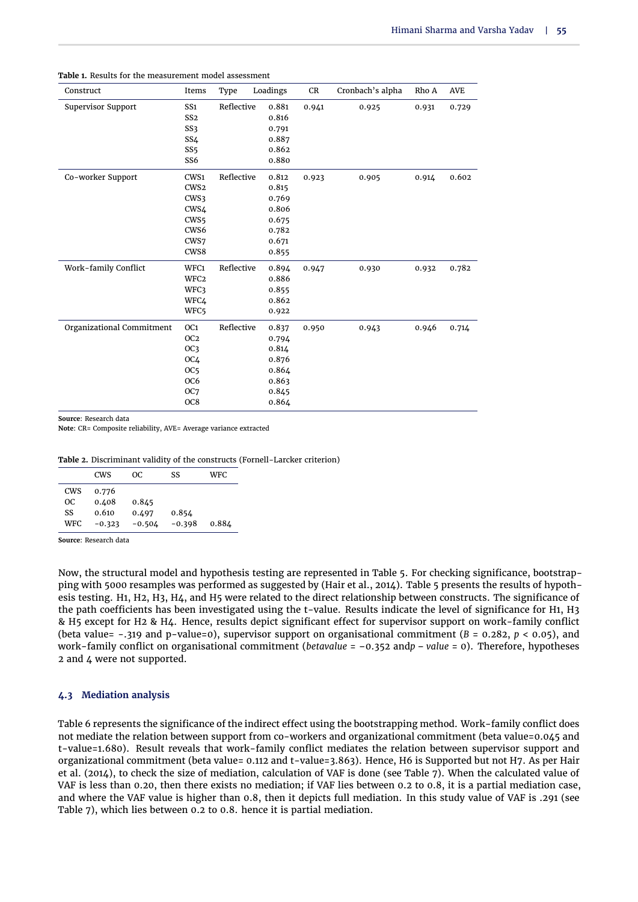**Table 1.** Results for the measurement model assessment

| Construct | Items | Type | Loadings | CR | Cronbach's alpha | Rho A | AVE |
|---|---|---|---|---|---|---|---|
| Supervisor Support | SS1 | Reflective | 0.881 | 0.941 | 0.925 | 0.931 | 0.729 |
| | SS2 | | 0.816 | | | | |
| | SS3 | | 0.791 | | | | |
| | SS4 | | 0.887 | | | | |
| | SS5 | | 0.862 | | | | |
| | SS6 | | 0.880 | | | | |
| Co-worker Support | CWS1 | Reflective | 0.812 | 0.923 | 0.905 | 0.914 | 0.602 |
| | CWS2 | | 0.815 | | | | |
| | CWS3 | | 0.769 | | | | |
| | CWS4 | | 0.806 | | | | |
| | CWS5 | | 0.675 | | | | |
| | CWS6 | | 0.782 | | | | |
| | CWS7 | | 0.671 | | | | |
| | CWS8 | | 0.855 | | | | |
| Work-family Conflict | WFC1 | Reflective | 0.894 | 0.947 | 0.930 | 0.932 | 0.782 |
| | WFC2 | | 0.886 | | | | |
| | WFC3 | | 0.855 | | | | |
| | WFC4 | | 0.862 | | | | |
| | WFC5 | | 0.922 | | | | |
| Organizational Commitment | OC1 | Reflective | 0.837 | 0.950 | 0.943 | 0.946 | 0.714 |
| | OC2 | | 0.794 | | | | |
| | OC3 | | 0.814 | | | | |
| | OC4 | | 0.876 | | | | |
| | OC5 | | 0.864 | | | | |
| | OC6 | | 0.863 | | | | |
| | OC7 | | 0.845 | | | | |
| | OC8 | | 0.864 | | | | |

**Source**: Research data
**Note**: CR= Composite reliability, AVE= Average variance extracted

**Table 2.** Discriminant validity of the constructs (Fornell-Larcker criterion)

| | CWS | OC | SS | WFC |
|---|---|---|---|---|
| CWS | 0.776 | | | |
| OC | 0.408 | 0.845 | | |
| SS | 0.610 | 0.497 | 0.854 | |
| WFC | −0.323 | −0.504 | −0.398 | 0.884 |

**Source**: Research data

Now, the structural model and hypothesis testing are represented in Table 5. For checking significance, bootstrapping with 5000 resamples was performed as suggested by (Hair et al., 2014). Table 5 presents the results of hypothesis testing. H1, H2, H3, H4, and H5 were related to the direct relationship between constructs. The significance of the path coefficients has been investigated using the t-value. Results indicate the level of significance for H1, H3 & H5 except for H2 & H4. Hence, results depict significant effect for supervisor support on work-family conflict (beta value= -.319 and p-value=0), supervisor support on organisational commitment ($B = 0.282$, $p < 0.05$), and work-family conflict on organisational commitment ($betavalue = -0.352$ and$p - value = 0$). Therefore, hypotheses 2 and 4 were not supported.

### 4.3 Mediation analysis

Table 6 represents the significance of the indirect effect using the bootstrapping method. Work-family conflict does not mediate the relation between support from co-workers and organizational commitment (beta value=0.045 and t-value=1.680). Result reveals that work-family conflict mediates the relation between supervisor support and organizational commitment (beta value= 0.112 and t-value=3.863). Hence, H6 is Supported but not H7. As per Hair et al. (2014), to check the size of mediation, calculation of VAF is done (see Table 7). When the calculated value of VAF is less than 0.20, then there exists no mediation; if VAF lies between 0.2 to 0.8, it is a partial mediation case, and where the VAF value is higher than 0.8, then it depicts full mediation. In this study value of VAF is .291 (see Table 7), which lies between 0.2 to 0.8. hence it is partial mediation.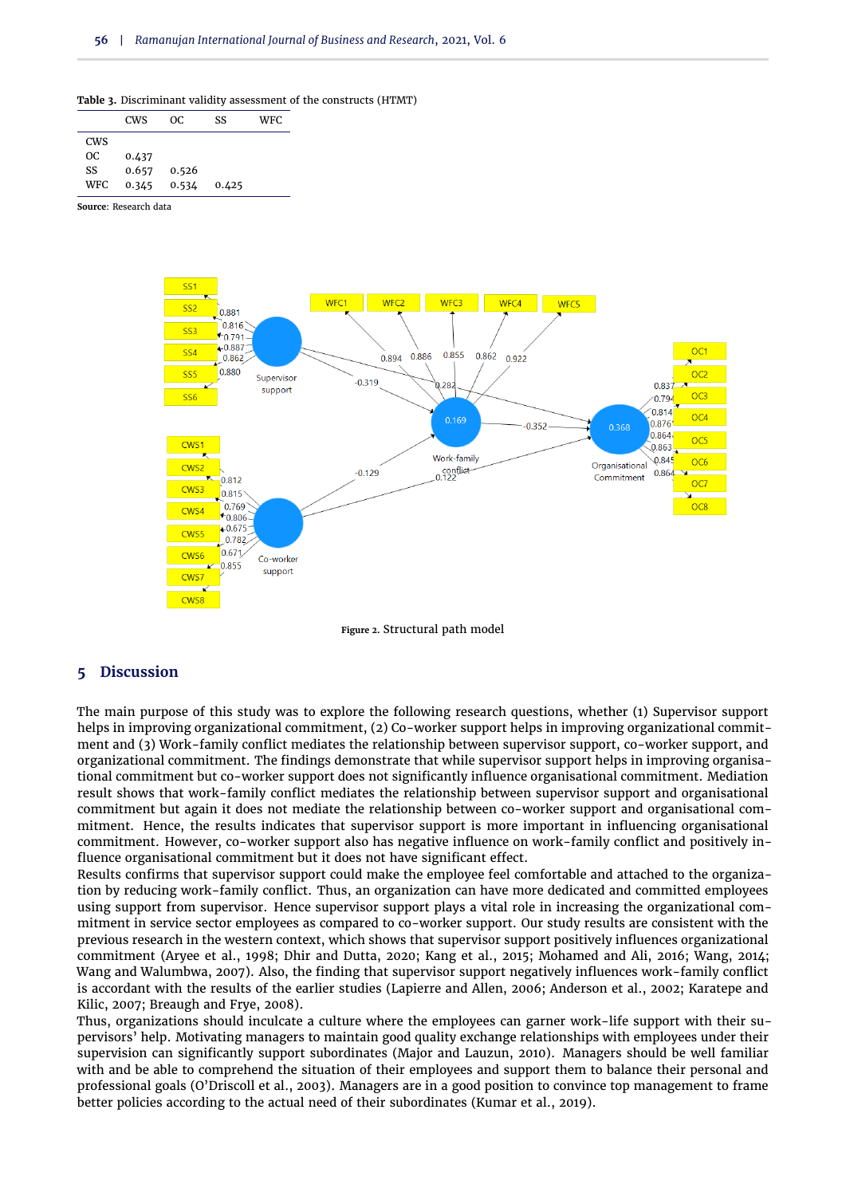**Table 3.** Discriminant validity assessment of the constructs (HTMT)

|  | CWS | OC | SS | WFC |
|---|---|---|---|---|
| CWS |  |  |  |  |
| OC | 0.437 |  |  |  |
| SS | 0.657 | 0.526 |  |  |
| WFC | 0.345 | 0.534 | 0.425 |  |

**Source**: Research data

**Figure 2.** Structural path model

## 5 Discussion

The main purpose of this study was to explore the following research questions, whether (1) Supervisor support helps in improving organizational commitment, (2) Co-worker support helps in improving organizational commitment and (3) Work-family conflict mediates the relationship between supervisor support, co-worker support, and organizational commitment. The findings demonstrate that while supervisor support helps in improving organisational commitment but co-worker support does not significantly influence organisational commitment. Mediation result shows that work-family conflict mediates the relationship between supervisor support and organisational commitment but again it does not mediate the relationship between co-worker support and organisational commitment. Hence, the results indicates that supervisor support is more important in influencing organisational commitment. However, co-worker support also has negative influence on work-family conflict and positively influence organisational commitment but it does not have significant effect.

Results confirms that supervisor support could make the employee feel comfortable and attached to the organization by reducing work-family conflict. Thus, an organization can have more dedicated and committed employees using support from supervisor. Hence supervisor support plays a vital role in increasing the organizational commitment in service sector employees as compared to co-worker support. Our study results are consistent with the previous research in the western context, which shows that supervisor support positively influences organizational commitment (Aryee et al., 1998; Dhir and Dutta, 2020; Kang et al., 2015; Mohamed and Ali, 2016; Wang, 2014; Wang and Walumbwa, 2007). Also, the finding that supervisor support negatively influences work-family conflict is accordant with the results of the earlier studies (Lapierre and Allen, 2006; Anderson et al., 2002; Karatepe and Kilic, 2007; Breaugh and Frye, 2008).

Thus, organizations should inculcate a culture where the employees can garner work-life support with their supervisors' help. Motivating managers to maintain good quality exchange relationships with employees under their supervision can significantly support subordinates (Major and Lauzun, 2010). Managers should be well familiar with and be able to comprehend the situation of their employees and support them to balance their personal and professional goals (O'Driscoll et al., 2003). Managers are in a good position to convince top management to frame better policies according to the actual need of their subordinates (Kumar et al., 2019).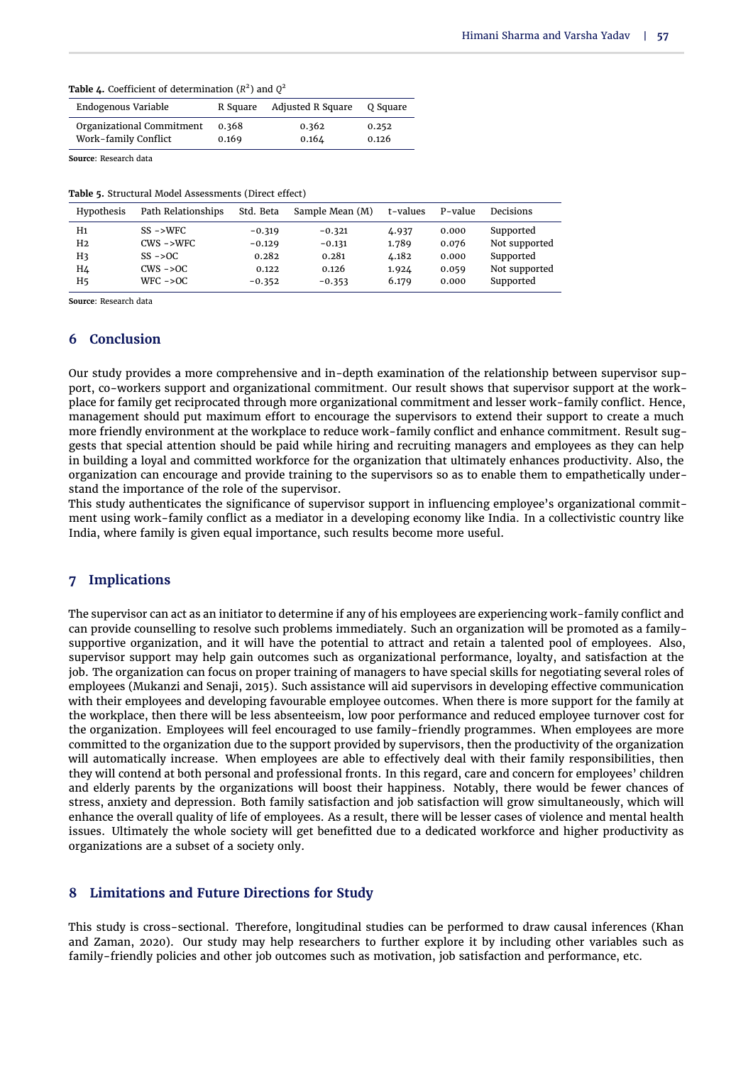**Table 4.** Coefficient of determination ($R^2$) and $Q^2$

| Endogenous Variable | R Square | Adjusted R Square | Q Square |
|---|---|---|---|
| Organizational Commitment | 0.368 | 0.362 | 0.252 |
| Work-family Conflict | 0.169 | 0.164 | 0.126 |

**Source**: Research data

**Table 5.** Structural Model Assessments (Direct effect)

| Hypothesis | Path Relationships | Std. Beta | Sample Mean (M) | t-values | P-value | Decisions |
|---|---|---|---|---|---|---|
| H1 | SS ->WFC | −0.319 | −0.321 | 4.937 | 0.000 | Supported |
| H2 | CWS ->WFC | −0.129 | −0.131 | 1.789 | 0.076 | Not supported |
| H3 | SS ->OC | 0.282 | 0.281 | 4.182 | 0.000 | Supported |
| H4 | CWS ->OC | 0.122 | 0.126 | 1.924 | 0.059 | Not supported |
| H5 | WFC ->OC | −0.352 | −0.353 | 6.179 | 0.000 | Supported |

**Source**: Research data

## 6 Conclusion

Our study provides a more comprehensive and in-depth examination of the relationship between supervisor support, co-workers support and organizational commitment. Our result shows that supervisor support at the workplace for family get reciprocated through more organizational commitment and lesser work-family conflict. Hence, management should put maximum effort to encourage the supervisors to extend their support to create a much more friendly environment at the workplace to reduce work-family conflict and enhance commitment. Result suggests that special attention should be paid while hiring and recruiting managers and employees as they can help in building a loyal and committed workforce for the organization that ultimately enhances productivity. Also, the organization can encourage and provide training to the supervisors so as to enable them to empathetically understand the importance of the role of the supervisor.

This study authenticates the significance of supervisor support in influencing employee's organizational commitment using work-family conflict as a mediator in a developing economy like India. In a collectivistic country like India, where family is given equal importance, such results become more useful.

## 7 Implications

The supervisor can act as an initiator to determine if any of his employees are experiencing work-family conflict and can provide counselling to resolve such problems immediately. Such an organization will be promoted as a family-supportive organization, and it will have the potential to attract and retain a talented pool of employees. Also, supervisor support may help gain outcomes such as organizational performance, loyalty, and satisfaction at the job. The organization can focus on proper training of managers to have special skills for negotiating several roles of employees (Mukanzi and Senaji, 2015). Such assistance will aid supervisors in developing effective communication with their employees and developing favourable employee outcomes. When there is more support for the family at the workplace, then there will be less absenteeism, low poor performance and reduced employee turnover cost for the organization. Employees will feel encouraged to use family-friendly programmes. When employees are more committed to the organization due to the support provided by supervisors, then the productivity of the organization will automatically increase. When employees are able to effectively deal with their family responsibilities, then they will contend at both personal and professional fronts. In this regard, care and concern for employees' children and elderly parents by the organizations will boost their happiness. Notably, there would be fewer chances of stress, anxiety and depression. Both family satisfaction and job satisfaction will grow simultaneously, which will enhance the overall quality of life of employees. As a result, there will be lesser cases of violence and mental health issues. Ultimately the whole society will get benefitted due to a dedicated workforce and higher productivity as organizations are a subset of a society only.

## 8 Limitations and Future Directions for Study

This study is cross-sectional. Therefore, longitudinal studies can be performed to draw causal inferences (Khan and Zaman, 2020). Our study may help researchers to further explore it by including other variables such as family-friendly policies and other job outcomes such as motivation, job satisfaction and performance, etc.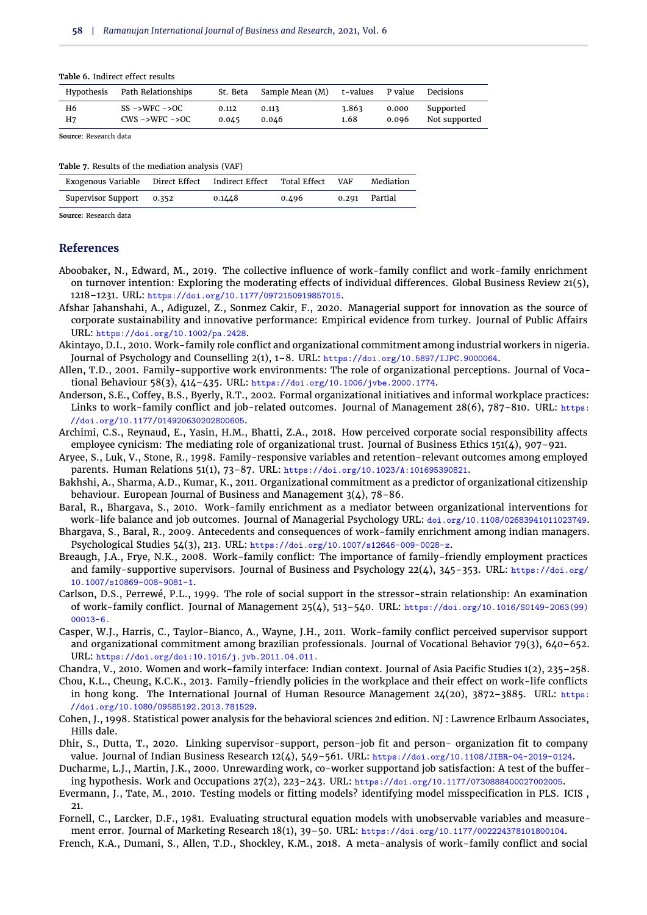**Table 6.** Indirect effect results

| Hypothesis | Path Relationships | St. Beta | Sample Mean (M) | t-values | P value | Decisions |
|---|---|---|---|---|---|---|
| H6 | SS ->WFC ->OC | 0.112 | 0.113 | 3.863 | 0.000 | Supported |
| H7 | CWS ->WFC ->OC | 0.045 | 0.046 | 1.68 | 0.096 | Not supported |

**Source**: Research data

**Table 7.** Results of the mediation analysis (VAF)

| Exogenous Variable | Direct Effect | Indirect Effect | Total Effect | VAF | Mediation |
|---|---|---|---|---|---|
| Supervisor Support | 0.352 | 0.1448 | 0.496 | 0.291 | Partial |

**Source**: Research data

## References

Aboobaker, N., Edward, M., 2019. The collective influence of work-family conflict and work-family enrichment on turnover intention: Exploring the moderating effects of individual differences. Global Business Review 21(5), 1218–1231. URL: https://doi.org/10.1177/0972150919857015.

Afshar Jahanshahi, A., Adiguzel, Z., Sonmez Cakir, F., 2020. Managerial support for innovation as the source of corporate sustainability and innovative performance: Empirical evidence from turkey. Journal of Public Affairs URL: https://doi.org/10.1002/pa.2428.

Akintayo, D.I., 2010. Work-family role conflict and organizational commitment among industrial workers in nigeria. Journal of Psychology and Counselling 2(1), 1–8. URL: https://doi.org/10.5897/IJPC.9000064.

Allen, T.D., 2001. Family-supportive work environments: The role of organizational perceptions. Journal of Vocational Behaviour 58(3), 414–435. URL: https://doi.org/10.1006/jvbe.2000.1774.

Anderson, S.E., Coffey, B.S., Byerly, R.T., 2002. Formal organizational initiatives and informal workplace practices: Links to work-family conflict and job-related outcomes. Journal of Management 28(6), 787–810. URL: https://doi.org/10.1177/014920630202800605.

Archimi, C.S., Reynaud, E., Yasin, H.M., Bhatti, Z.A., 2018. How perceived corporate social responsibility affects employee cynicism: The mediating role of organizational trust. Journal of Business Ethics 151(4), 907–921.

Aryee, S., Luk, V., Stone, R., 1998. Family-responsive variables and retention-relevant outcomes among employed parents. Human Relations 51(1), 73–87. URL: https://doi.org/10.1023/A:101695390821.

Bakhshi, A., Sharma, A.D., Kumar, K., 2011. Organizational commitment as a predictor of organizational citizenship behaviour. European Journal of Business and Management 3(4), 78–86.

Baral, R., Bhargava, S., 2010. Work-family enrichment as a mediator between organizational interventions for work-life balance and job outcomes. Journal of Managerial Psychology URL: doi.org/10.1108/02683941011023749.

Bhargava, S., Baral, R., 2009. Antecedents and consequences of work-family enrichment among indian managers. Psychological Studies 54(3), 213. URL: https://doi.org/10.1007/s12646-009-0028-z.

Breaugh, J.A., Frye, N.K., 2008. Work-family conflict: The importance of family-friendly employment practices and family-supportive supervisors. Journal of Business and Psychology 22(4), 345–353. URL: https://doi.org/10.1007/s10869-008-9081-1.

Carlson, D.S., Perrewé, P.L., 1999. The role of social support in the stressor-strain relationship: An examination of work-family conflict. Journal of Management 25(4), 513–540. URL: https://doi.org/10.1016/S0149-2063(99)00013-6.

Casper, W.J., Harris, C., Taylor-Bianco, A., Wayne, J.H., 2011. Work-family conflict perceived supervisor support and organizational commitment among brazilian professionals. Journal of Vocational Behavior 79(3), 640–652. URL: https://doi.org/doi:10.1016/j.jvb.2011.04.011.

Chandra, V., 2010. Women and work-family interface: Indian context. Journal of Asia Pacific Studies 1(2), 235–258.

Chou, K.L., Cheung, K.C.K., 2013. Family-friendly policies in the workplace and their effect on work-life conflicts in hong kong. The International Journal of Human Resource Management 24(20), 3872–3885. URL: https://doi.org/10.1080/09585192.2013.781529.

Cohen, J., 1998. Statistical power analysis for the behavioral sciences 2nd edition. NJ : Lawrence Erlbaum Associates, Hills dale.

Dhir, S., Dutta, T., 2020. Linking supervisor-support, person-job fit and person- organization fit to company value. Journal of Indian Business Research 12(4), 549–561. URL: https://doi.org/10.1108/JIBR-04-2019-0124.

Ducharme, L.J., Martin, J.K., 2000. Unrewarding work, co-worker supportand job satisfaction: A test of the buffering hypothesis. Work and Occupations 27(2), 223–243. URL: https://doi.org/10.1177/0730888400027002005.

Evermann, J., Tate, M., 2010. Testing models or fitting models? identifying model misspecification in PLS. ICIS , 21.

Fornell, C., Larcker, D.F., 1981. Evaluating structural equation models with unobservable variables and measurement error. Journal of Marketing Research 18(1), 39–50. URL: https://doi.org/10.1177/002224378101800104.

French, K.A., Dumani, S., Allen, T.D., Shockley, K.M., 2018. A meta-analysis of work–family conflict and social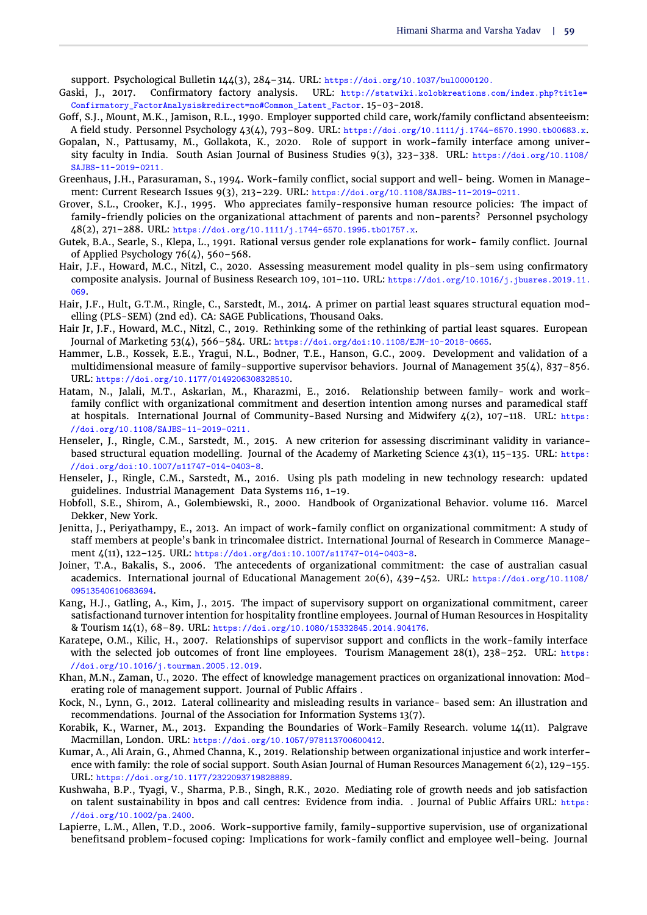support. Psychological Bulletin 144(3), 284–314. URL: https://doi.org/10.1037/bul0000120.

Gaski, J., 2017. Confirmatory factory analysis. URL: http://statwiki.kolobkreations.com/index.php?title=Confirmatory_FactorAnalysis&redirect=no#Common_Latent_Factor. 15-03-2018.

Goff, S.J., Mount, M.K., Jamison, R.L., 1990. Employer supported child care, work/family conflictand absenteeism: A field study. Personnel Psychology 43(4), 793–809. URL: https://doi.org/10.1111/j.1744-6570.1990.tb00683.x.

Gopalan, N., Pattusamy, M., Gollakota, K., 2020. Role of support in work–family interface among university faculty in India. South Asian Journal of Business Studies 9(3), 323–338. URL: https://doi.org/10.1108/SAJBS-11-2019-0211.

Greenhaus, J.H., Parasuraman, S., 1994. Work-family conflict, social support and well- being. Women in Management: Current Research Issues 9(3), 213–229. URL: https://doi.org/10.1108/SAJBS-11-2019-0211.

Grover, S.L., Crooker, K.J., 1995. Who appreciates family-responsive human resource policies: The impact of family-friendly policies on the organizational attachment of parents and non-parents? Personnel psychology 48(2), 271–288. URL: https://doi.org/10.1111/j.1744-6570.1995.tb01757.x.

Gutek, B.A., Searle, S., Klepa, L., 1991. Rational versus gender role explanations for work- family conflict. Journal of Applied Psychology 76(4), 560–568.

Hair, J.F., Howard, M.C., Nitzl, C., 2020. Assessing measurement model quality in pls-sem using confirmatory composite analysis. Journal of Business Research 109, 101–110. URL: https://doi.org/10.1016/j.jbusres.2019.11.069.

Hair, J.F., Hult, G.T.M., Ringle, C., Sarstedt, M., 2014. A primer on partial least squares structural equation modelling (PLS-SEM) (2nd ed). CA: SAGE Publications, Thousand Oaks.

Hair Jr, J.F., Howard, M.C., Nitzl, C., 2019. Rethinking some of the rethinking of partial least squares. European Journal of Marketing 53(4), 566–584. URL: https://doi.org/doi:10.1108/EJM-10-2018-0665.

Hammer, L.B., Kossek, E.E., Yragui, N.L., Bodner, T.E., Hanson, G.C., 2009. Development and validation of a multidimensional measure of family-supportive supervisor behaviors. Journal of Management 35(4), 837–856. URL: https://doi.org/10.1177/0149206308328510.

Hatam, N., Jalali, M.T., Askarian, M., Kharazmi, E., 2016. Relationship between family- work and work-family conflict with organizational commitment and desertion intention among nurses and paramedical staff at hospitals. International Journal of Community-Based Nursing and Midwifery 4(2), 107–118. URL: https://doi.org/10.1108/SAJBS-11-2019-0211.

Henseler, J., Ringle, C.M., Sarstedt, M., 2015. A new criterion for assessing discriminant validity in variance-based structural equation modelling. Journal of the Academy of Marketing Science 43(1), 115–135. URL: https://doi.org/doi:10.1007/s11747-014-0403-8.

Henseler, J., Ringle, C.M., Sarstedt, M., 2016. Using pls path modeling in new technology research: updated guidelines. Industrial Management Data Systems 116, 1–19.

Hobfoll, S.E., Shirom, A., Golembiewski, R., 2000. Handbook of Organizational Behavior. volume 116. Marcel Dekker, New York.

Jenitta, J., Periyathampy, E., 2013. An impact of work-family conflict on organizational commitment: A study of staff members at people's bank in trincomalee district. International Journal of Research in Commerce Management 4(11), 122–125. URL: https://doi.org/doi:10.1007/s11747-014-0403-8.

Joiner, T.A., Bakalis, S., 2006. The antecedents of organizational commitment: the case of australian casual academics. International journal of Educational Management 20(6), 439–452. URL: https://doi.org/10.1108/09513540610683694.

Kang, H.J., Gatling, A., Kim, J., 2015. The impact of supervisory support on organizational commitment, career satisfactionand turnover intention for hospitality frontline employees. Journal of Human Resources in Hospitality & Tourism 14(1), 68–89. URL: https://doi.org/10.1080/15332845.2014.904176.

Karatepe, O.M., Kilic, H., 2007. Relationships of supervisor support and conflicts in the work-family interface with the selected job outcomes of front line employees. Tourism Management 28(1), 238–252. URL: https://doi.org/10.1016/j.tourman.2005.12.019.

Khan, M.N., Zaman, U., 2020. The effect of knowledge management practices on organizational innovation: Moderating role of management support. Journal of Public Affairs .

Kock, N., Lynn, G., 2012. Lateral collinearity and misleading results in variance- based sem: An illustration and recommendations. Journal of the Association for Information Systems 13(7).

Korabik, K., Warner, M., 2013. Expanding the Boundaries of Work-Family Research. volume 14(11). Palgrave Macmillan, London. URL: https://doi.org/10.1057/9781137006400412.

Kumar, A., Ali Arain, G., Ahmed Channa, K., 2019. Relationship between organizational injustice and work interference with family: the role of social support. South Asian Journal of Human Resources Management 6(2), 129–155. URL: https://doi.org/10.1177/2322093719828889.

Kushwaha, B.P., Tyagi, V., Sharma, P.B., Singh, R.K., 2020. Mediating role of growth needs and job satisfaction on talent sustainability in bpos and call centres: Evidence from india. . Journal of Public Affairs URL: https://doi.org/10.1002/pa.2400.

Lapierre, L.M., Allen, T.D., 2006. Work-supportive family, family-supportive supervision, use of organizational benefitsand problem-focused coping: Implications for work-family conflict and employee well-being. Journal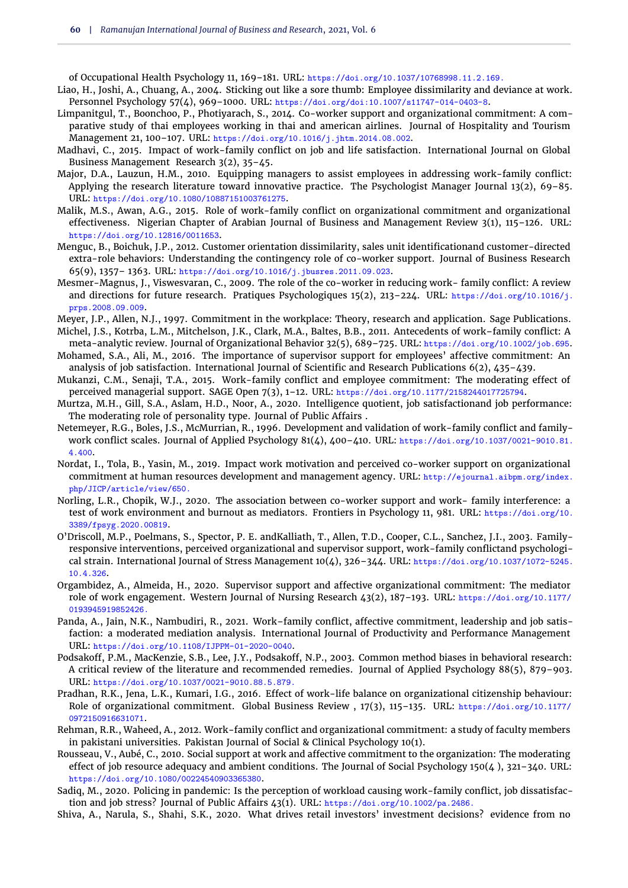of Occupational Health Psychology 11, 169–181. URL: https://doi.org/10.1037/10768998.11.2.169.

Liao, H., Joshi, A., Chuang, A., 2004. Sticking out like a sore thumb: Employee dissimilarity and deviance at work. Personnel Psychology 57(4), 969–1000. URL: https://doi.org/doi:10.1007/s11747-014-0403-8.

Limpanitgul, T., Boonchoo, P., Photiyarach, S., 2014. Co-worker support and organizational commitment: A comparative study of thai employees working in thai and american airlines. Journal of Hospitality and Tourism Management 21, 100–107. URL: https://doi.org/10.1016/j.jhtm.2014.08.002.

Madhavi, C., 2015. Impact of work-family conflict on job and life satisfaction. International Journal on Global Business Management Research 3(2), 35–45.

Major, D.A., Lauzun, H.M., 2010. Equipping managers to assist employees in addressing work-family conflict: Applying the research literature toward innovative practice. The Psychologist Manager Journal 13(2), 69–85. URL: https://doi.org/10.1080/10887151003761275.

Malik, M.S., Awan, A.G., 2015. Role of work-family conflict on organizational commitment and organizational effectiveness. Nigerian Chapter of Arabian Journal of Business and Management Review 3(1), 115–126. URL: https://doi.org/10.12816/0011653.

Menguc, B., Boichuk, J.P., 2012. Customer orientation dissimilarity, sales unit identificationand customer-directed extra-role behaviors: Understanding the contingency role of co-worker support. Journal of Business Research 65(9), 1357– 1363. URL: https://doi.org/10.1016/j.jbusres.2011.09.023.

Mesmer-Magnus, J., Viswesvaran, C., 2009. The role of the co-worker in reducing work- family conflict: A review and directions for future research. Pratiques Psychologiques 15(2), 213–224. URL: https://doi.org/10.1016/j.prps.2008.09.009.

Meyer, J.P., Allen, N.J., 1997. Commitment in the workplace: Theory, research and application. Sage Publications.

Michel, J.S., Kotrba, L.M., Mitchelson, J.K., Clark, M.A., Baltes, B.B., 2011. Antecedents of work–family conflict: A meta-analytic review. Journal of Organizational Behavior 32(5), 689–725. URL: https://doi.org/10.1002/job.695.

Mohamed, S.A., Ali, M., 2016. The importance of supervisor support for employees' affective commitment: An analysis of job satisfaction. International Journal of Scientific and Research Publications 6(2), 435–439.

Mukanzi, C.M., Senaji, T.A., 2015. Work-family conflict and employee commitment: The moderating effect of perceived managerial support. SAGE Open 7(3), 1–12. URL: https://doi.org/10.1177/2158244017725794.

Murtza, M.H., Gill, S.A., Aslam, H.D., Noor, A., 2020. Intelligence quotient, job satisfactionand job performance: The moderating role of personality type. Journal of Public Affairs .

Netemeyer, R.G., Boles, J.S., McMurrian, R., 1996. Development and validation of work-family conflict and family-work conflict scales. Journal of Applied Psychology 81(4), 400–410. URL: https://doi.org/10.1037/0021-9010.81.4.400.

Nordat, I., Tola, B., Yasin, M., 2019. Impact work motivation and perceived co-worker support on organizational commitment at human resources development and management agency. URL: http://ejournal.aibpm.org/index.php/JICP/article/view/650.

Norling, L.R., Chopik, W.J., 2020. The association between co-worker support and work- family interference: a test of work environment and burnout as mediators. Frontiers in Psychology 11, 981. URL: https://doi.org/10.3389/fpsyg.2020.00819.

O'Driscoll, M.P., Poelmans, S., Spector, P. E. andKalliath, T., Allen, T.D., Cooper, C.L., Sanchez, J.I., 2003. Family-responsive interventions, perceived organizational and supervisor support, work-family conflictand psychological strain. International Journal of Stress Management 10(4), 326–344. URL: https://doi.org/10.1037/1072-5245.10.4.326.

Orgambidez, A., Almeida, H., 2020. Supervisor support and affective organizational commitment: The mediator role of work engagement. Western Journal of Nursing Research 43(2), 187–193. URL: https://doi.org/10.1177/0193945919852426.

Panda, A., Jain, N.K., Nambudiri, R., 2021. Work–family conflict, affective commitment, leadership and job satisfaction: a moderated mediation analysis. International Journal of Productivity and Performance Management URL: https://doi.org/10.1108/IJPPM-01-2020-0040.

Podsakoff, P.M., MacKenzie, S.B., Lee, J.Y., Podsakoff, N.P., 2003. Common method biases in behavioral research: A critical review of the literature and recommended remedies. Journal of Applied Psychology 88(5), 879–903. URL: https://doi.org/10.1037/0021-9010.88.5.879.

Pradhan, R.K., Jena, L.K., Kumari, I.G., 2016. Effect of work-life balance on organizational citizenship behaviour: Role of organizational commitment. Global Business Review , 17(3), 115–135. URL: https://doi.org/10.1177/0972150916631071.

Rehman, R.R., Waheed, A., 2012. Work-family conflict and organizational commitment: a study of faculty members in pakistani universities. Pakistan Journal of Social & Clinical Psychology 10(1).

Rousseau, V., Aubé, C., 2010. Social support at work and affective commitment to the organization: The moderating effect of job resource adequacy and ambient conditions. The Journal of Social Psychology 150(4 ), 321–340. URL: https://doi.org/10.1080/00224540903365380.

Sadiq, M., 2020. Policing in pandemic: Is the perception of workload causing work-family conflict, job dissatisfaction and job stress? Journal of Public Affairs 43(1). URL: https://doi.org/10.1002/pa.2486.

Shiva, A., Narula, S., Shahi, S.K., 2020. What drives retail investors' investment decisions? evidence from no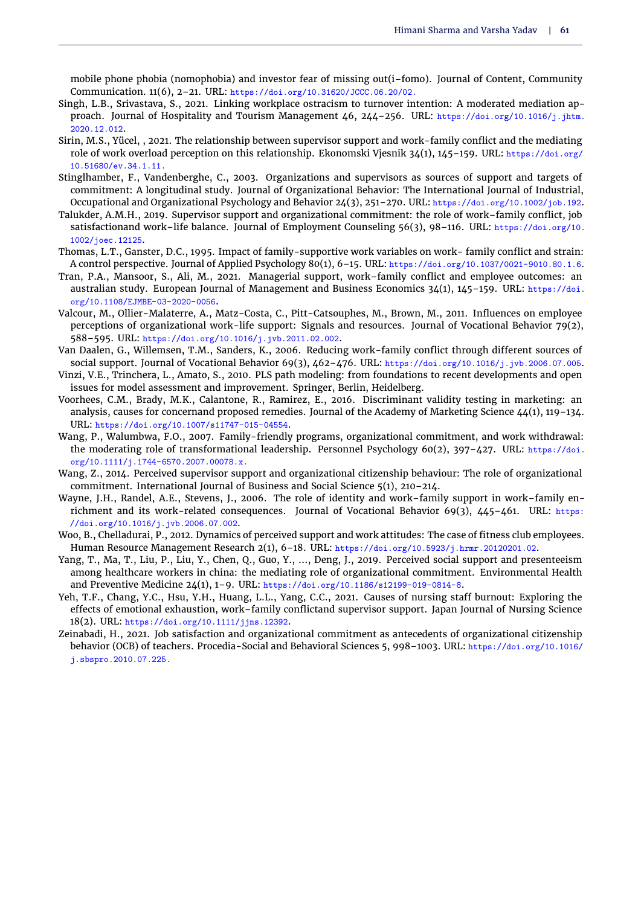mobile phone phobia (nomophobia) and investor fear of missing out(i-fomo). Journal of Content, Community Communication. 11(6), 2–21. URL: https://doi.org/10.31620/JCCC.06.20/02.

Singh, L.B., Srivastava, S., 2021. Linking workplace ostracism to turnover intention: A moderated mediation approach. Journal of Hospitality and Tourism Management 46, 244–256. URL: https://doi.org/10.1016/j.jhtm.2020.12.012.

Sirin, M.S., Yücel, , 2021. The relationship between supervisor support and work-family conflict and the mediating role of work overload perception on this relationship. Ekonomski Vjesnik 34(1), 145–159. URL: https://doi.org/10.51680/ev.34.1.11.

Stinglhamber, F., Vandenberghe, C., 2003. Organizations and supervisors as sources of support and targets of commitment: A longitudinal study. Journal of Organizational Behavior: The International Journal of Industrial, Occupational and Organizational Psychology and Behavior 24(3), 251–270. URL: https://doi.org/10.1002/job.192.

Talukder, A.M.H., 2019. Supervisor support and organizational commitment: the role of work-family conflict, job satisfactionand work-life balance. Journal of Employment Counseling 56(3), 98–116. URL: https://doi.org/10.1002/joec.12125.

Thomas, L.T., Ganster, D.C., 1995. Impact of family-supportive work variables on work- family conflict and strain: A control perspective. Journal of Applied Psychology 80(1), 6–15. URL: https://doi.org/10.1037/0021-9010.80.1.6.

Tran, P.A., Mansoor, S., Ali, M., 2021. Managerial support, work-family conflict and employee outcomes: an australian study. European Journal of Management and Business Economics 34(1), 145–159. URL: https://doi.org/10.1108/EJMBE-03-2020-0056.

Valcour, M., Ollier-Malaterre, A., Matz-Costa, C., Pitt-Catsouphes, M., Brown, M., 2011. Influences on employee perceptions of organizational work-life support: Signals and resources. Journal of Vocational Behavior 79(2), 588–595. URL: https://doi.org/10.1016/j.jvb.2011.02.002.

Van Daalen, G., Willemsen, T.M., Sanders, K., 2006. Reducing work-family conflict through different sources of social support. Journal of Vocational Behavior 69(3), 462–476. URL: https://doi.org/10.1016/j.jvb.2006.07.005.

Vinzi, V.E., Trinchera, L., Amato, S., 2010. PLS path modeling: from foundations to recent developments and open issues for model assessment and improvement. Springer, Berlin, Heidelberg.

Voorhees, C.M., Brady, M.K., Calantone, R., Ramirez, E., 2016. Discriminant validity testing in marketing: an analysis, causes for concernand proposed remedies. Journal of the Academy of Marketing Science 44(1), 119–134. URL: https://doi.org/10.1007/s11747-015-04554.

Wang, P., Walumbwa, F.O., 2007. Family-friendly programs, organizational commitment, and work withdrawal: the moderating role of transformational leadership. Personnel Psychology 60(2), 397–427. URL: https://doi.org/10.1111/j.1744-6570.2007.00078.x.

Wang, Z., 2014. Perceived supervisor support and organizational citizenship behaviour: The role of organizational commitment. International Journal of Business and Social Science 5(1), 210–214.

Wayne, J.H., Randel, A.E., Stevens, J., 2006. The role of identity and work-family support in work-family enrichment and its work-related consequences. Journal of Vocational Behavior 69(3), 445–461. URL: https://doi.org/10.1016/j.jvb.2006.07.002.

Woo, B., Chelladurai, P., 2012. Dynamics of perceived support and work attitudes: The case of fitness club employees. Human Resource Management Research 2(1), 6–18. URL: https://doi.org/10.5923/j.hrmr.20120201.02.

Yang, T., Ma, T., Liu, P., Liu, Y., Chen, Q., Guo, Y., ..., Deng, J., 2019. Perceived social support and presenteeism among healthcare workers in china: the mediating role of organizational commitment. Environmental Health and Preventive Medicine 24(1), 1–9. URL: https://doi.org/10.1186/s12199-019-0814-8.

Yeh, T.F., Chang, Y.C., Hsu, Y.H., Huang, L.L., Yang, C.C., 2021. Causes of nursing staff burnout: Exploring the effects of emotional exhaustion, work-family conflictand supervisor support. Japan Journal of Nursing Science 18(2). URL: https://doi.org/10.1111/jjns.12392.

Zeinabadi, H., 2021. Job satisfaction and organizational commitment as antecedents of organizational citizenship behavior (OCB) of teachers. Procedia-Social and Behavioral Sciences 5, 998–1003. URL: https://doi.org/10.1016/j.sbspro.2010.07.225.